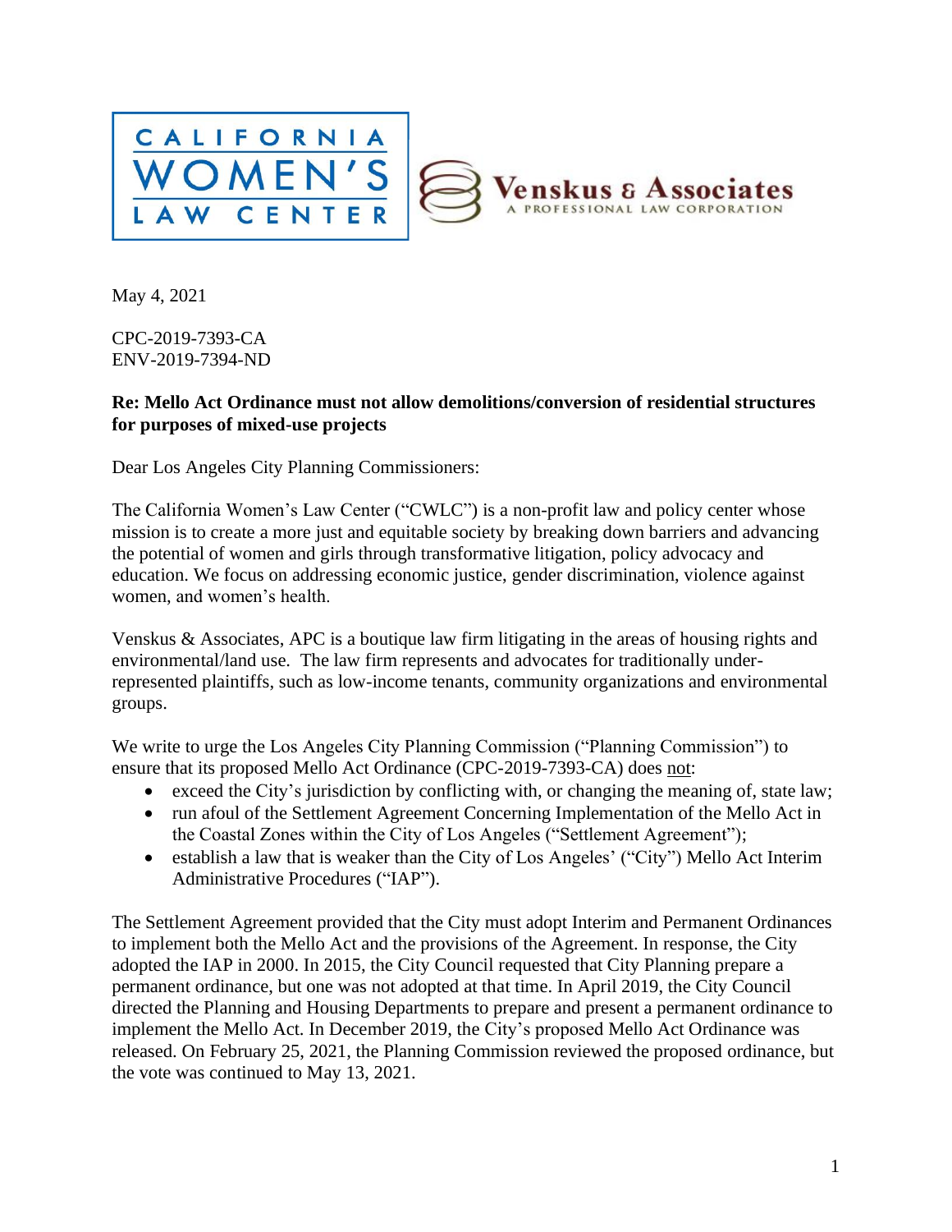CALIFORNIA WOMEN'S LAW CENTER

Venskus & Associates
A PROFESSIONAL LAW CORPORATION

May 4, 2021

CPC-2019-7393-CA
ENV-2019-7394-ND

**Re: Mello Act Ordinance must not allow demolitions/conversion of residential structures for purposes of mixed-use projects**

Dear Los Angeles City Planning Commissioners:

The California Women's Law Center ("CWLC") is a non-profit law and policy center whose mission is to create a more just and equitable society by breaking down barriers and advancing the potential of women and girls through transformative litigation, policy advocacy and education. We focus on addressing economic justice, gender discrimination, violence against women, and women's health.

Venskus & Associates, APC is a boutique law firm litigating in the areas of housing rights and environmental/land use. The law firm represents and advocates for traditionally under-represented plaintiffs, such as low-income tenants, community organizations and environmental groups.

We write to urge the Los Angeles City Planning Commission ("Planning Commission") to ensure that its proposed Mello Act Ordinance (CPC-2019-7393-CA) does not:

- exceed the City's jurisdiction by conflicting with, or changing the meaning of, state law;
- run afoul of the Settlement Agreement Concerning Implementation of the Mello Act in the Coastal Zones within the City of Los Angeles ("Settlement Agreement");
- establish a law that is weaker than the City of Los Angeles' ("City") Mello Act Interim Administrative Procedures ("IAP").

The Settlement Agreement provided that the City must adopt Interim and Permanent Ordinances to implement both the Mello Act and the provisions of the Agreement. In response, the City adopted the IAP in 2000. In 2015, the City Council requested that City Planning prepare a permanent ordinance, but one was not adopted at that time. In April 2019, the City Council directed the Planning and Housing Departments to prepare and present a permanent ordinance to implement the Mello Act. In December 2019, the City's proposed Mello Act Ordinance was released. On February 25, 2021, the Planning Commission reviewed the proposed ordinance, but the vote was continued to May 13, 2021.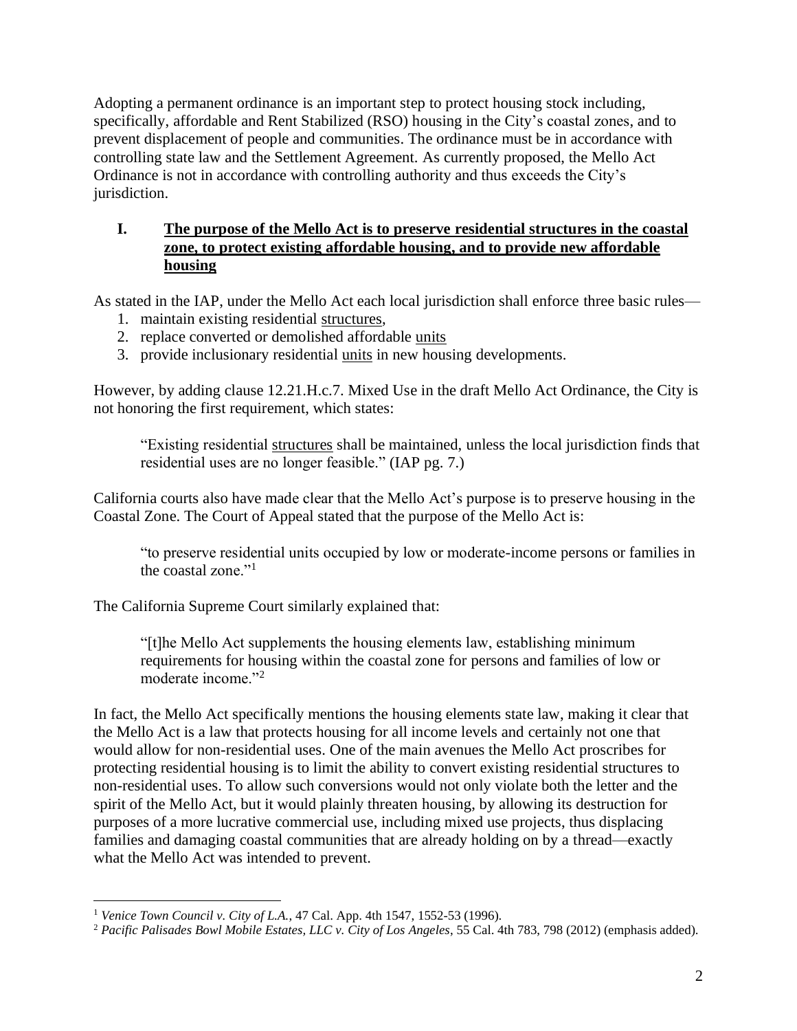Adopting a permanent ordinance is an important step to protect housing stock including, specifically, affordable and Rent Stabilized (RSO) housing in the City's coastal zones, and to prevent displacement of people and communities. The ordinance must be in accordance with controlling state law and the Settlement Agreement. As currently proposed, the Mello Act Ordinance is not in accordance with controlling authority and thus exceeds the City's jurisdiction.

## I. <u>The purpose of the Mello Act is to preserve residential structures in the coastal zone, to protect existing affordable housing, and to provide new affordable housing</u>

As stated in the IAP, under the Mello Act each local jurisdiction shall enforce three basic rules—

1. maintain existing residential <u>structures</u>,
2. replace converted or demolished affordable <u>units</u>
3. provide inclusionary residential <u>units</u> in new housing developments.

However, by adding clause 12.21.H.c.7. Mixed Use in the draft Mello Act Ordinance, the City is not honoring the first requirement, which states:

> "Existing residential <u>structures</u> shall be maintained, unless the local jurisdiction finds that residential uses are no longer feasible." (IAP pg. 7.)

California courts also have made clear that the Mello Act's purpose is to preserve housing in the Coastal Zone. The Court of Appeal stated that the purpose of the Mello Act is:

> "to preserve residential units occupied by low or moderate-income persons or families in the coastal zone."[1]

The California Supreme Court similarly explained that:

> "[t]he Mello Act supplements the housing elements law, establishing minimum requirements for housing within the coastal zone for persons and families of low or moderate income."[2]

In fact, the Mello Act specifically mentions the housing elements state law, making it clear that the Mello Act is a law that protects housing for all income levels and certainly not one that would allow for non-residential uses. One of the main avenues the Mello Act proscribes for protecting residential housing is to limit the ability to convert existing residential structures to non-residential uses. To allow such conversions would not only violate both the letter and the spirit of the Mello Act, but it would plainly threaten housing, by allowing its destruction for purposes of a more lucrative commercial use, including mixed use projects, thus displacing families and damaging coastal communities that are already holding on by a thread—exactly what the Mello Act was intended to prevent.

---

[1] *Venice Town Council v. City of L.A.*, 47 Cal. App. 4th 1547, 1552-53 (1996).

[2] *Pacific Palisades Bowl Mobile Estates, LLC v. City of Los Angeles*, 55 Cal. 4th 783, 798 (2012) (emphasis added).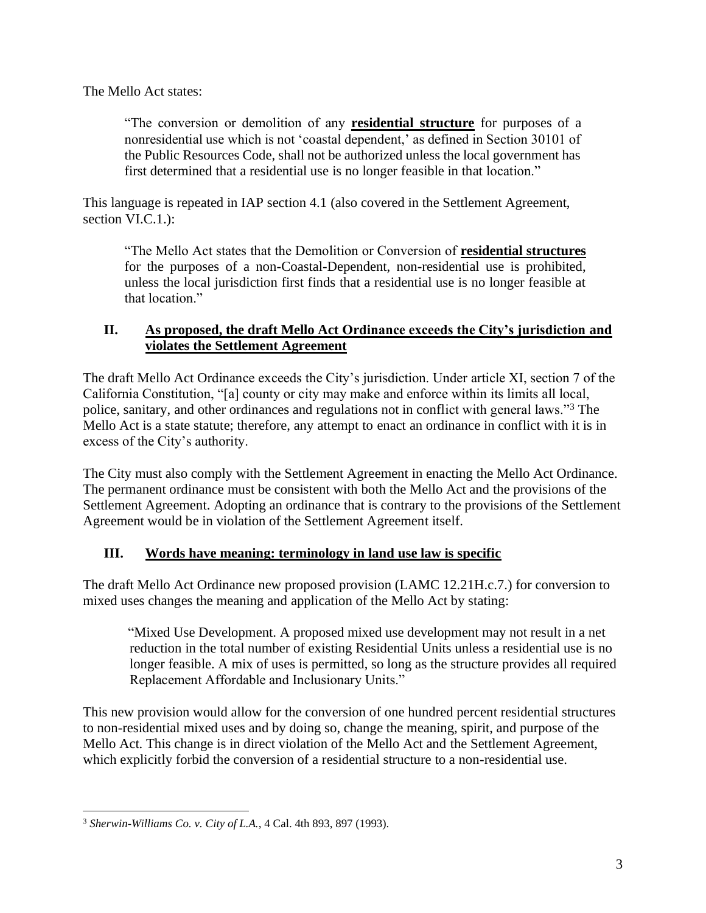The Mello Act states:

> "The conversion or demolition of any **residential structure** for purposes of a nonresidential use which is not 'coastal dependent,' as defined in Section 30101 of the Public Resources Code, shall not be authorized unless the local government has first determined that a residential use is no longer feasible in that location."

This language is repeated in IAP section 4.1 (also covered in the Settlement Agreement, section VI.C.1.):

> "The Mello Act states that the Demolition or Conversion of **residential structures** for the purposes of a non-Coastal-Dependent, non-residential use is prohibited, unless the local jurisdiction first finds that a residential use is no longer feasible at that location."

## II. As proposed, the draft Mello Act Ordinance exceeds the City's jurisdiction and violates the Settlement Agreement

The draft Mello Act Ordinance exceeds the City's jurisdiction. Under article XI, section 7 of the California Constitution, "[a] county or city may make and enforce within its limits all local, police, sanitary, and other ordinances and regulations not in conflict with general laws."[3] The Mello Act is a state statute; therefore, any attempt to enact an ordinance in conflict with it is in excess of the City's authority.

The City must also comply with the Settlement Agreement in enacting the Mello Act Ordinance. The permanent ordinance must be consistent with both the Mello Act and the provisions of the Settlement Agreement. Adopting an ordinance that is contrary to the provisions of the Settlement Agreement would be in violation of the Settlement Agreement itself.

## III. Words have meaning: terminology in land use law is specific

The draft Mello Act Ordinance new proposed provision (LAMC 12.21H.c.7.) for conversion to mixed uses changes the meaning and application of the Mello Act by stating:

> "Mixed Use Development. A proposed mixed use development may not result in a net reduction in the total number of existing Residential Units unless a residential use is no longer feasible. A mix of uses is permitted, so long as the structure provides all required Replacement Affordable and Inclusionary Units."

This new provision would allow for the conversion of one hundred percent residential structures to non-residential mixed uses and by doing so, change the meaning, spirit, and purpose of the Mello Act. This change is in direct violation of the Mello Act and the Settlement Agreement, which explicitly forbid the conversion of a residential structure to a non-residential use.

---

[3] *Sherwin-Williams Co. v. City of L.A.*, 4 Cal. 4th 893, 897 (1993).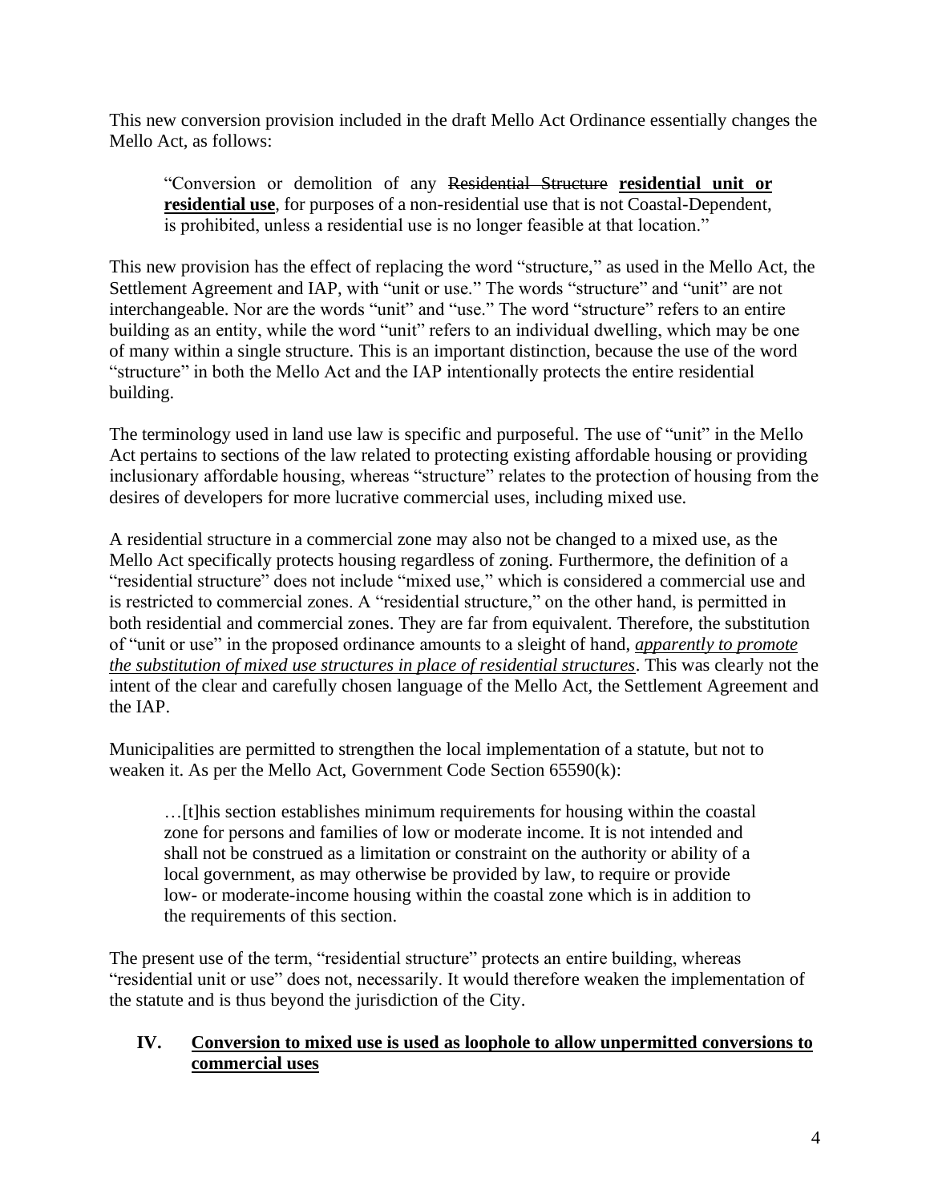This new conversion provision included in the draft Mello Act Ordinance essentially changes the Mello Act, as follows:

> "Conversion or demolition of any ~~Residential Structure~~ **<u>residential unit or residential use</u>**, for purposes of a non-residential use that is not Coastal-Dependent, is prohibited, unless a residential use is no longer feasible at that location."

This new provision has the effect of replacing the word "structure," as used in the Mello Act, the Settlement Agreement and IAP, with "unit or use." The words "structure" and "unit" are not interchangeable. Nor are the words "unit" and "use." The word "structure" refers to an entire building as an entity, while the word "unit" refers to an individual dwelling, which may be one of many within a single structure. This is an important distinction, because the use of the word "structure" in both the Mello Act and the IAP intentionally protects the entire residential building.

The terminology used in land use law is specific and purposeful. The use of "unit" in the Mello Act pertains to sections of the law related to protecting existing affordable housing or providing inclusionary affordable housing, whereas "structure" relates to the protection of housing from the desires of developers for more lucrative commercial uses, including mixed use.

A residential structure in a commercial zone may also not be changed to a mixed use, as the Mello Act specifically protects housing regardless of zoning. Furthermore, the definition of a "residential structure" does not include "mixed use," which is considered a commercial use and is restricted to commercial zones. A "residential structure," on the other hand, is permitted in both residential and commercial zones. They are far from equivalent. Therefore, the substitution of "unit or use" in the proposed ordinance amounts to a sleight of hand, *<u>apparently to promote the substitution of mixed use structures in place of residential structures</u>*. This was clearly not the intent of the clear and carefully chosen language of the Mello Act, the Settlement Agreement and the IAP.

Municipalities are permitted to strengthen the local implementation of a statute, but not to weaken it. As per the Mello Act, Government Code Section 65590(k):

> …[t]his section establishes minimum requirements for housing within the coastal zone for persons and families of low or moderate income. It is not intended and shall not be construed as a limitation or constraint on the authority or ability of a local government, as may otherwise be provided by law, to require or provide low- or moderate-income housing within the coastal zone which is in addition to the requirements of this section.

The present use of the term, "residential structure" protects an entire building, whereas "residential unit or use" does not, necessarily. It would therefore weaken the implementation of the statute and is thus beyond the jurisdiction of the City.

## IV. <u>Conversion to mixed use is used as loophole to allow unpermitted conversions to commercial uses</u>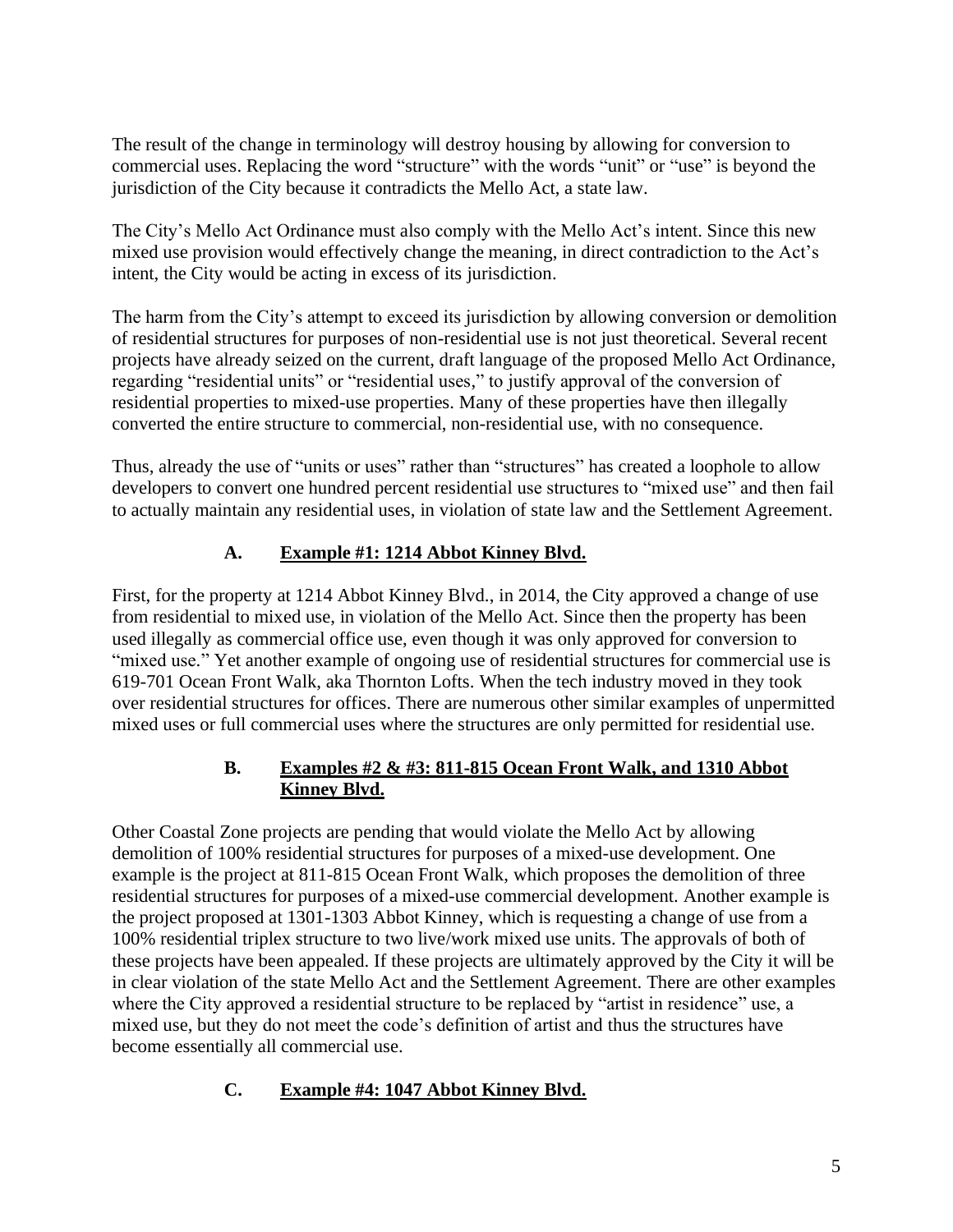The result of the change in terminology will destroy housing by allowing for conversion to commercial uses. Replacing the word "structure" with the words "unit" or "use" is beyond the jurisdiction of the City because it contradicts the Mello Act, a state law.

The City's Mello Act Ordinance must also comply with the Mello Act's intent. Since this new mixed use provision would effectively change the meaning, in direct contradiction to the Act's intent, the City would be acting in excess of its jurisdiction.

The harm from the City's attempt to exceed its jurisdiction by allowing conversion or demolition of residential structures for purposes of non-residential use is not just theoretical. Several recent projects have already seized on the current, draft language of the proposed Mello Act Ordinance, regarding "residential units" or "residential uses," to justify approval of the conversion of residential properties to mixed-use properties. Many of these properties have then illegally converted the entire structure to commercial, non-residential use, with no consequence.

Thus, already the use of "units or uses" rather than "structures" has created a loophole to allow developers to convert one hundred percent residential use structures to "mixed use" and then fail to actually maintain any residential uses, in violation of state law and the Settlement Agreement.

### A. <u>Example #1: 1214 Abbot Kinney Blvd.</u>

First, for the property at 1214 Abbot Kinney Blvd., in 2014, the City approved a change of use from residential to mixed use, in violation of the Mello Act. Since then the property has been used illegally as commercial office use, even though it was only approved for conversion to "mixed use." Yet another example of ongoing use of residential structures for commercial use is 619-701 Ocean Front Walk, aka Thornton Lofts. When the tech industry moved in they took over residential structures for offices. There are numerous other similar examples of unpermitted mixed uses or full commercial uses where the structures are only permitted for residential use.

### B. <u>Examples #2 & #3: 811-815 Ocean Front Walk, and 1310 Abbot Kinney Blvd.</u>

Other Coastal Zone projects are pending that would violate the Mello Act by allowing demolition of 100% residential structures for purposes of a mixed-use development. One example is the project at 811-815 Ocean Front Walk, which proposes the demolition of three residential structures for purposes of a mixed-use commercial development. Another example is the project proposed at 1301-1303 Abbot Kinney, which is requesting a change of use from a 100% residential triplex structure to two live/work mixed use units. The approvals of both of these projects have been appealed. If these projects are ultimately approved by the City it will be in clear violation of the state Mello Act and the Settlement Agreement. There are other examples where the City approved a residential structure to be replaced by "artist in residence" use, a mixed use, but they do not meet the code's definition of artist and thus the structures have become essentially all commercial use.

### C. <u>Example #4: 1047 Abbot Kinney Blvd.</u>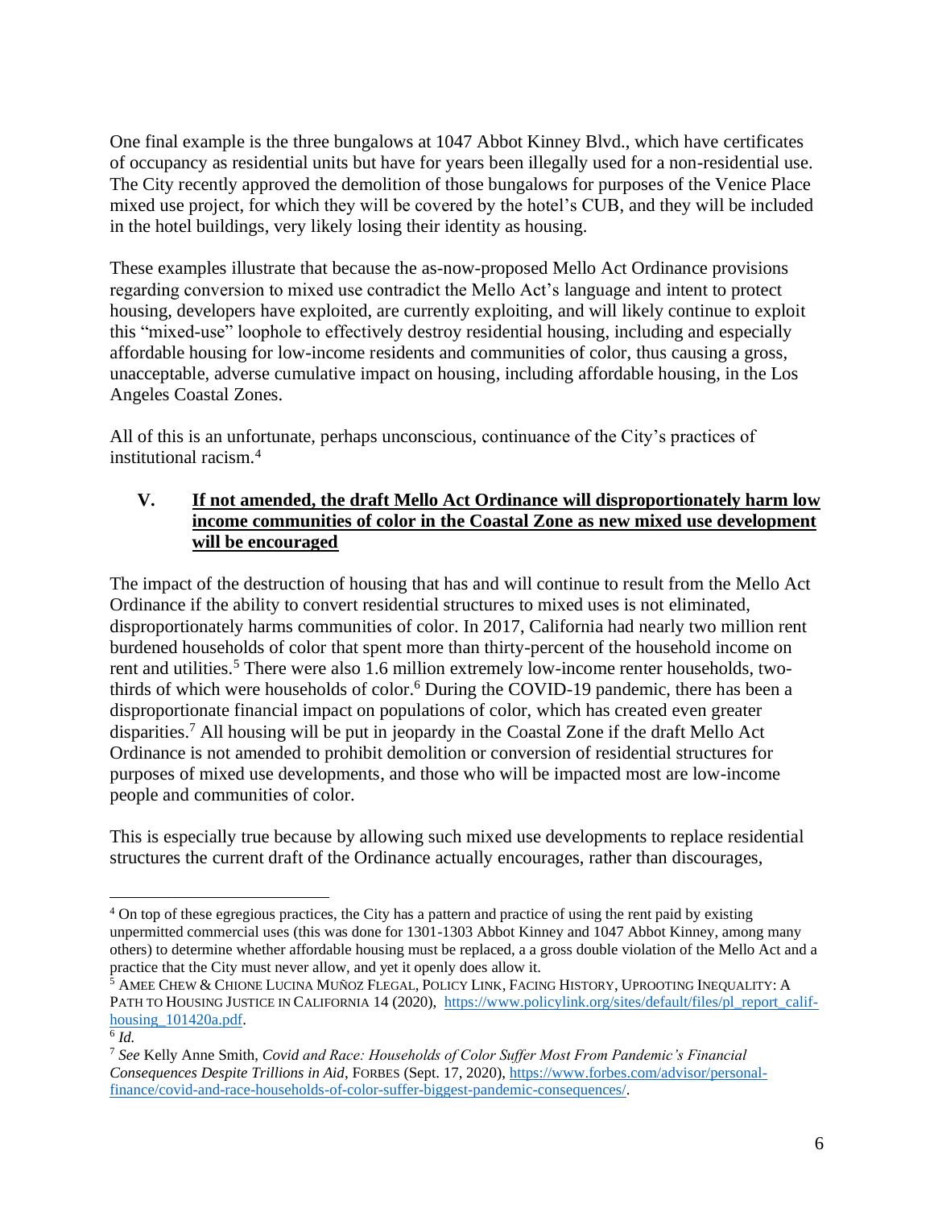One final example is the three bungalows at 1047 Abbot Kinney Blvd., which have certificates of occupancy as residential units but have for years been illegally used for a non-residential use. The City recently approved the demolition of those bungalows for purposes of the Venice Place mixed use project, for which they will be covered by the hotel's CUB, and they will be included in the hotel buildings, very likely losing their identity as housing.

These examples illustrate that because the as-now-proposed Mello Act Ordinance provisions regarding conversion to mixed use contradict the Mello Act's language and intent to protect housing, developers have exploited, are currently exploiting, and will likely continue to exploit this "mixed-use" loophole to effectively destroy residential housing, including and especially affordable housing for low-income residents and communities of color, thus causing a gross, unacceptable, adverse cumulative impact on housing, including affordable housing, in the Los Angeles Coastal Zones.

All of this is an unfortunate, perhaps unconscious, continuance of the City's practices of institutional racism.[4]

## V. <u>If not amended, the draft Mello Act Ordinance will disproportionately harm low income communities of color in the Coastal Zone as new mixed use development will be encouraged</u>

The impact of the destruction of housing that has and will continue to result from the Mello Act Ordinance if the ability to convert residential structures to mixed uses is not eliminated, disproportionately harms communities of color. In 2017, California had nearly two million rent burdened households of color that spent more than thirty-percent of the household income on rent and utilities.[5] There were also 1.6 million extremely low-income renter households, two-thirds of which were households of color.[6] During the COVID-19 pandemic, there has been a disproportionate financial impact on populations of color, which has created even greater disparities.[7] All housing will be put in jeopardy in the Coastal Zone if the draft Mello Act Ordinance is not amended to prohibit demolition or conversion of residential structures for purposes of mixed use developments, and those who will be impacted most are low-income people and communities of color.

This is especially true because by allowing such mixed use developments to replace residential structures the current draft of the Ordinance actually encourages, rather than discourages,

---

[4] On top of these egregious practices, the City has a pattern and practice of using the rent paid by existing unpermitted commercial uses (this was done for 1301-1303 Abbot Kinney and 1047 Abbot Kinney, among many others) to determine whether affordable housing must be replaced, a a gross double violation of the Mello Act and a practice that the City must never allow, and yet it openly does allow it.

[5] AMEE CHEW & CHIONE LUCINA MUÑOZ FLEGAL, POLICY LINK, FACING HISTORY, UPROOTING INEQUALITY: A PATH TO HOUSING JUSTICE IN CALIFORNIA 14 (2020), https://www.policylink.org/sites/default/files/pl_report_calif-housing_101420a.pdf.

[6] *Id.*

[7] *See* Kelly Anne Smith, *Covid and Race: Households of Color Suffer Most From Pandemic's Financial Consequences Despite Trillions in Aid*, FORBES (Sept. 17, 2020), https://www.forbes.com/advisor/personal-finance/covid-and-race-households-of-color-suffer-biggest-pandemic-consequences/.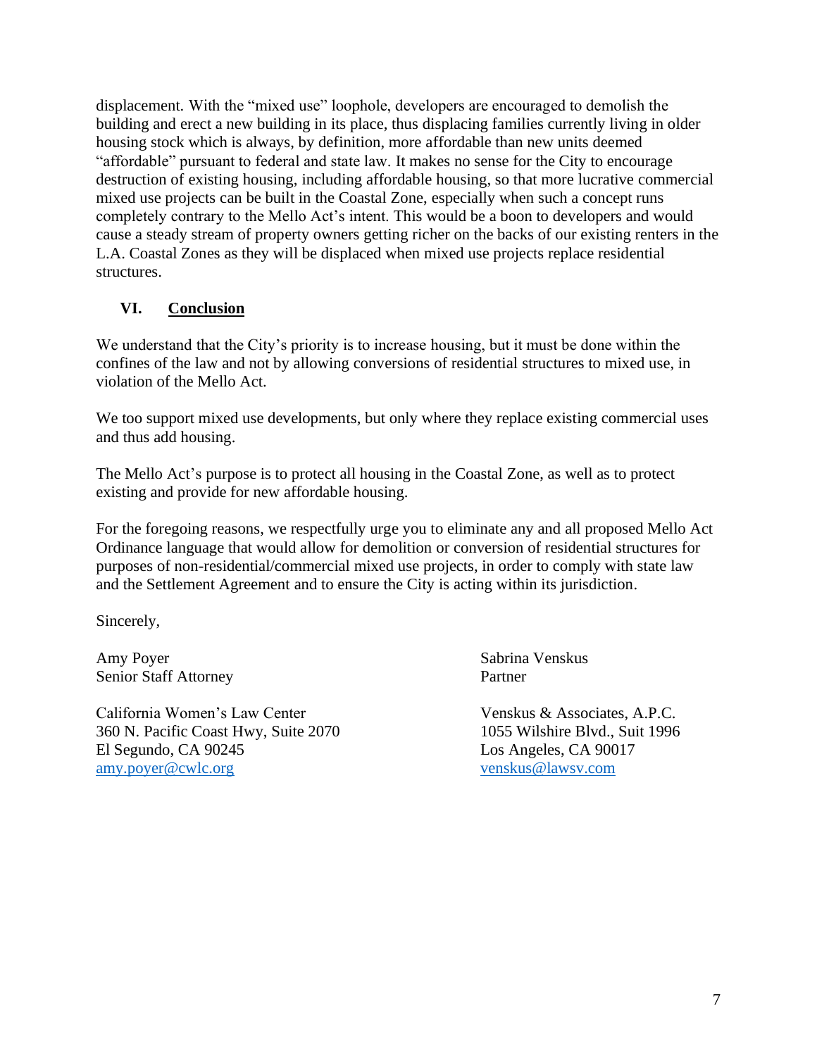displacement. With the "mixed use" loophole, developers are encouraged to demolish the building and erect a new building in its place, thus displacing families currently living in older housing stock which is always, by definition, more affordable than new units deemed "affordable" pursuant to federal and state law. It makes no sense for the City to encourage destruction of existing housing, including affordable housing, so that more lucrative commercial mixed use projects can be built in the Coastal Zone, especially when such a concept runs completely contrary to the Mello Act's intent. This would be a boon to developers and would cause a steady stream of property owners getting richer on the backs of our existing renters in the L.A. Coastal Zones as they will be displaced when mixed use projects replace residential structures.

## VI. <u>Conclusion</u>

We understand that the City's priority is to increase housing, but it must be done within the confines of the law and not by allowing conversions of residential structures to mixed use, in violation of the Mello Act.

We too support mixed use developments, but only where they replace existing commercial uses and thus add housing.

The Mello Act's purpose is to protect all housing in the Coastal Zone, as well as to protect existing and provide for new affordable housing.

For the foregoing reasons, we respectfully urge you to eliminate any and all proposed Mello Act Ordinance language that would allow for demolition or conversion of residential structures for purposes of non-residential/commercial mixed use projects, in order to comply with state law and the Settlement Agreement and to ensure the City is acting within its jurisdiction.

Sincerely,

Amy Poyer
Senior Staff Attorney

California Women's Law Center
360 N. Pacific Coast Hwy, Suite 2070
El Segundo, CA 90245
amy.poyer@cwlc.org

Sabrina Venskus
Partner

Venskus & Associates, A.P.C.
1055 Wilshire Blvd., Suit 1996
Los Angeles, CA 90017
venskus@lawsv.com